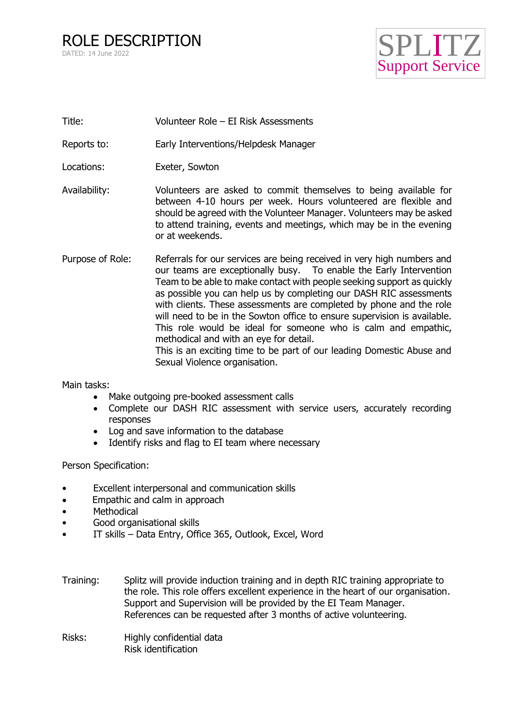# ROLE DESCRIPTION

DATED: 14 June 2022

SPLITZ
Support Service

| | |
|---|---|
| Title: | Volunteer Role – EI Risk Assessments |
| Reports to: | Early Interventions/Helpdesk Manager |
| Locations: | Exeter, Sowton |
| Availability: | Volunteers are asked to commit themselves to being available for between 4-10 hours per week. Hours volunteered are flexible and should be agreed with the Volunteer Manager. Volunteers may be asked to attend training, events and meetings, which may be in the evening or at weekends. |
| Purpose of Role: | Referrals for our services are being received in very high numbers and our teams are exceptionally busy. To enable the Early Intervention Team to be able to make contact with people seeking support as quickly as possible you can help us by completing our DASH RIC assessments with clients. These assessments are completed by phone and the role will need to be in the Sowton office to ensure supervision is available. This role would be ideal for someone who is calm and empathic, methodical and with an eye for detail. This is an exciting time to be part of our leading Domestic Abuse and Sexual Violence organisation. |

Main tasks:

- Make outgoing pre-booked assessment calls
- Complete our DASH RIC assessment with service users, accurately recording responses
- Log and save information to the database
- Identify risks and flag to EI team where necessary

Person Specification:

- Excellent interpersonal and communication skills
- Empathic and calm in approach
- Methodical
- Good organisational skills
- IT skills – Data Entry, Office 365, Outlook, Excel, Word

| | |
|---|---|
| Training: | Splitz will provide induction training and in depth RIC training appropriate to the role. This role offers excellent experience in the heart of our organisation. Support and Supervision will be provided by the EI Team Manager. References can be requested after 3 months of active volunteering. |
| Risks: | Highly confidential data<br>Risk identification |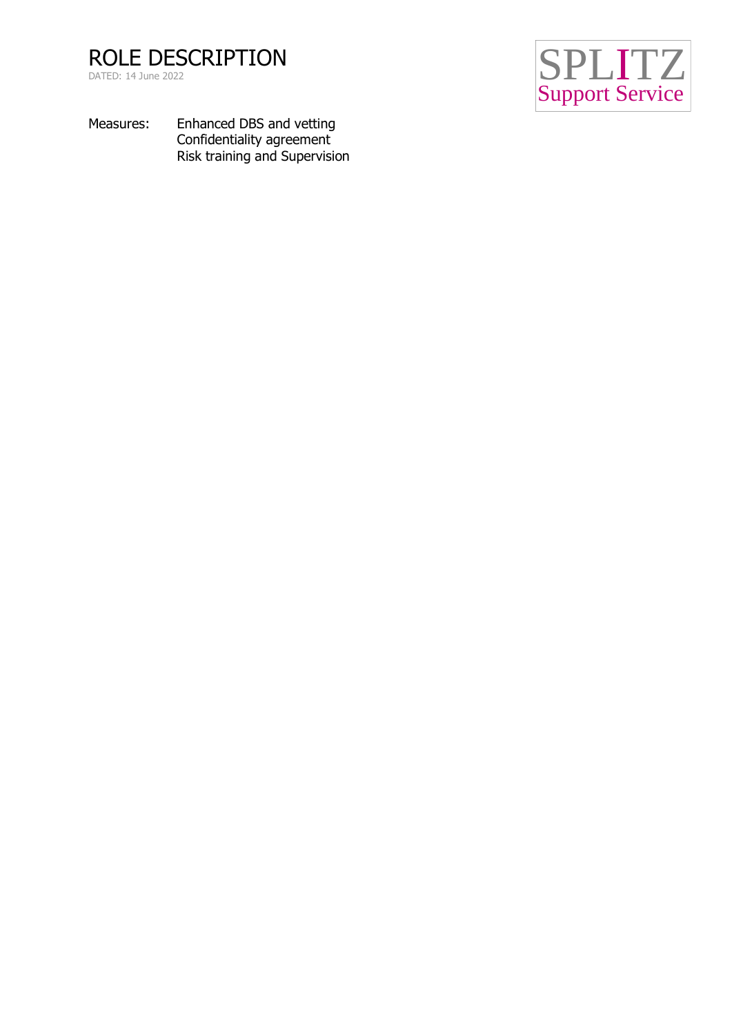Measures: Enhanced DBS and vetting
Confidentiality agreement
Risk training and Supervision